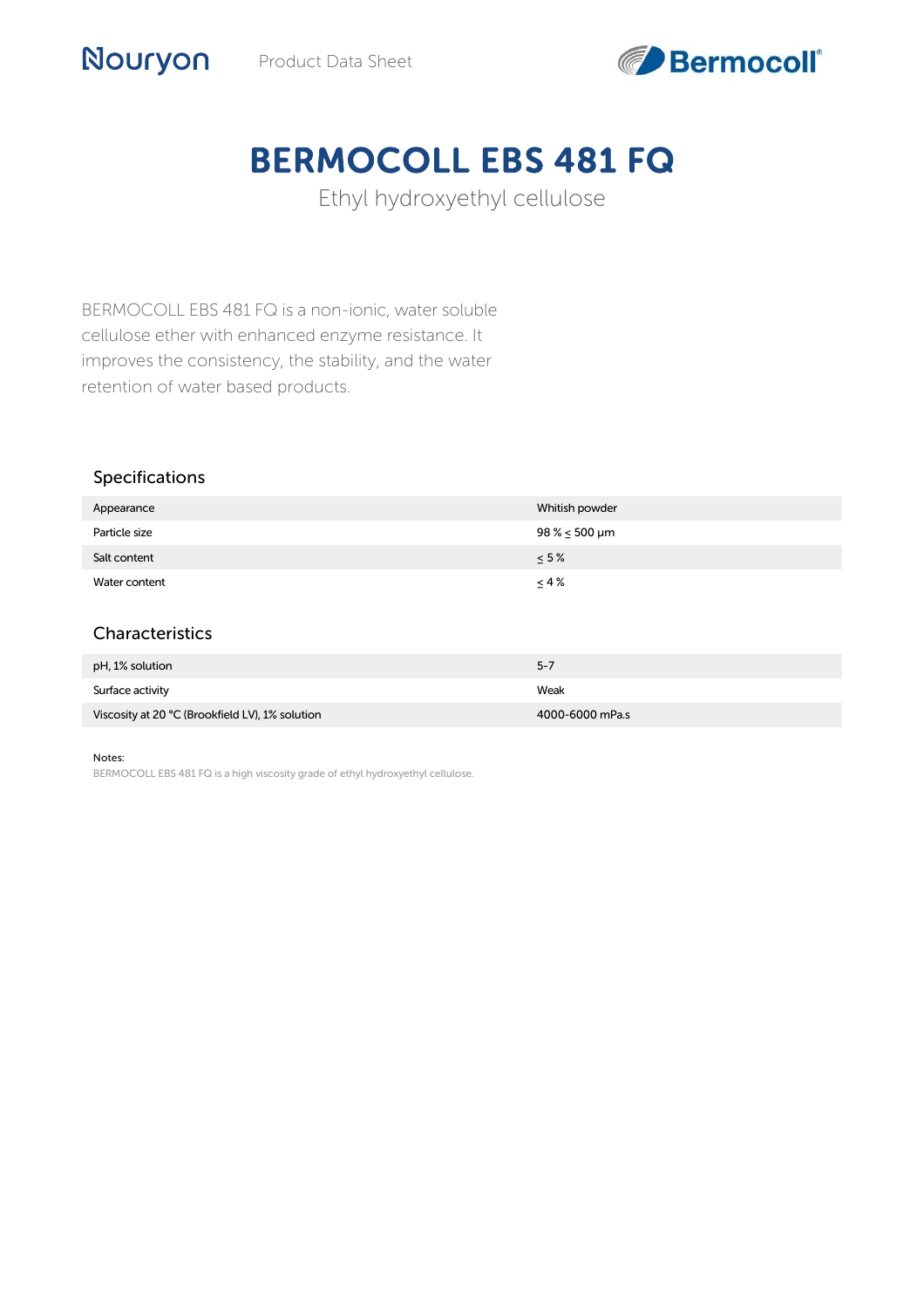Nouryon Product Data Sheet Bermocoll®

# BERMOCOLL EBS 481 FQ

Ethyl hydroxyethyl cellulose

BERMOCOLL EBS 481 FQ is a non-ionic, water soluble cellulose ether with enhanced enzyme resistance. It improves the consistency, the stability, and the water retention of water based products.

## Specifications

| | |
|---|---|
| Appearance | Whitish powder |
| Particle size | 98 % ≤ 500 µm |
| Salt content | ≤ 5 % |
| Water content | ≤ 4 % |

## Characteristics

| | |
|---|---|
| pH, 1% solution | 5-7 |
| Surface activity | Weak |
| Viscosity at 20 °C (Brookfield LV), 1% solution | 4000-6000 mPa.s |

Notes:

BERMOCOLL EBS 481 FQ is a high viscosity grade of ethyl hydroxyethyl cellulose.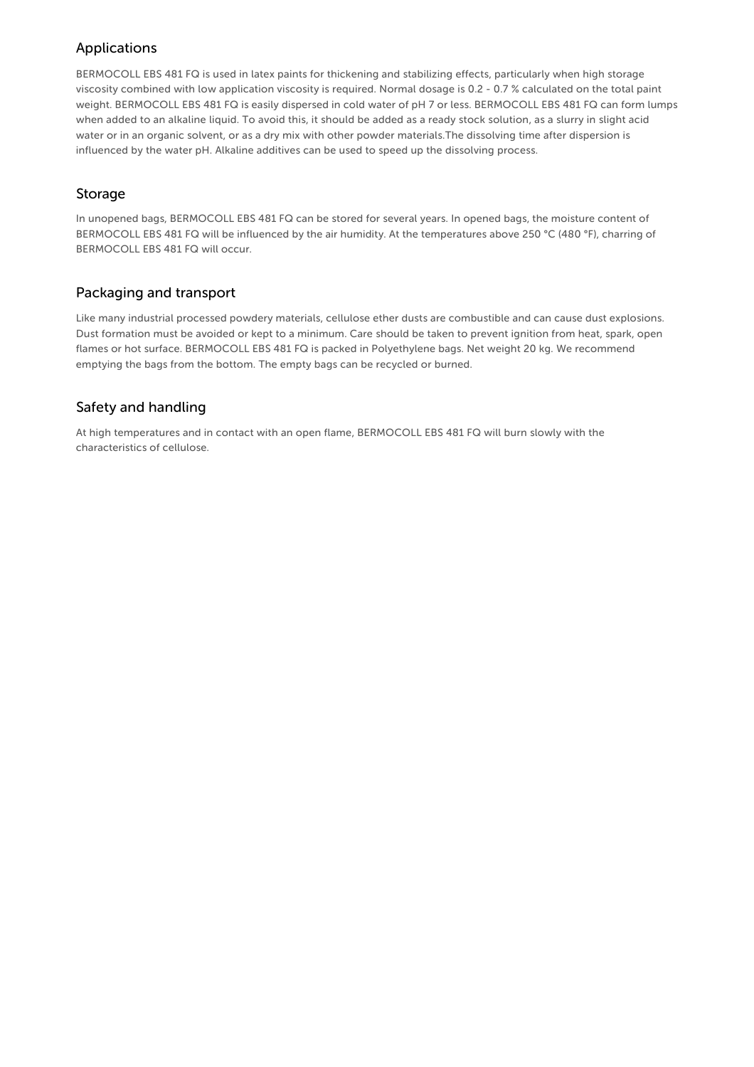## Applications

BERMOCOLL EBS 481 FQ is used in latex paints for thickening and stabilizing effects, particularly when high storage viscosity combined with low application viscosity is required. Normal dosage is 0.2 - 0.7 % calculated on the total paint weight. BERMOCOLL EBS 481 FQ is easily dispersed in cold water of pH 7 or less. BERMOCOLL EBS 481 FQ can form lumps when added to an alkaline liquid. To avoid this, it should be added as a ready stock solution, as a slurry in slight acid water or in an organic solvent, or as a dry mix with other powder materials.The dissolving time after dispersion is influenced by the water pH. Alkaline additives can be used to speed up the dissolving process.

## Storage

In unopened bags, BERMOCOLL EBS 481 FQ can be stored for several years. In opened bags, the moisture content of BERMOCOLL EBS 481 FQ will be influenced by the air humidity. At the temperatures above 250 °C (480 °F), charring of BERMOCOLL EBS 481 FQ will occur.

## Packaging and transport

Like many industrial processed powdery materials, cellulose ether dusts are combustible and can cause dust explosions. Dust formation must be avoided or kept to a minimum. Care should be taken to prevent ignition from heat, spark, open flames or hot surface. BERMOCOLL EBS 481 FQ is packed in Polyethylene bags. Net weight 20 kg. We recommend emptying the bags from the bottom. The empty bags can be recycled or burned.

## Safety and handling

At high temperatures and in contact with an open flame, BERMOCOLL EBS 481 FQ will burn slowly with the characteristics of cellulose.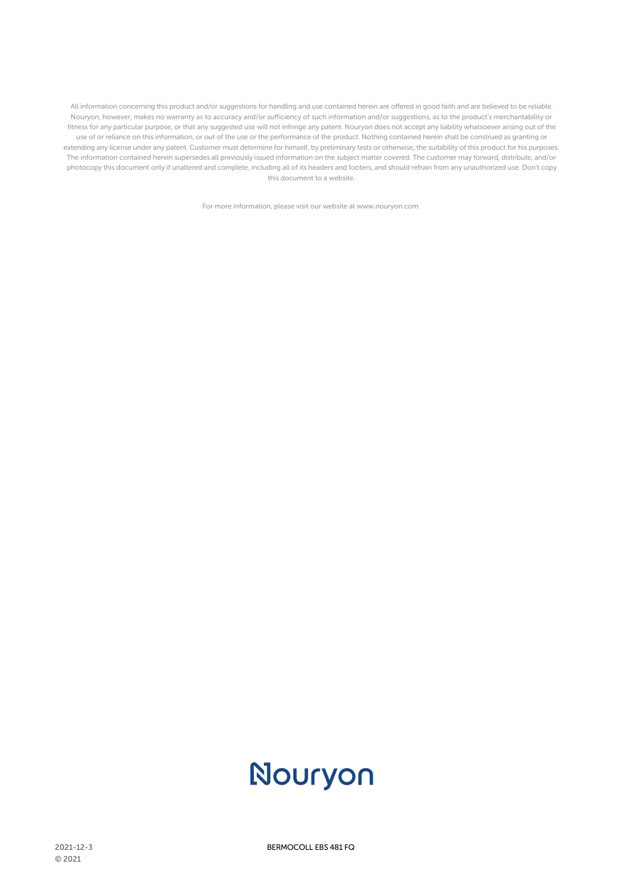All information concerning this product and/or suggestions for handling and use contained herein are offered in good faith and are believed to be reliable. Nouryon, however, makes no warranty as to accuracy and/or sufficiency of such information and/or suggestions, as to the product's merchantability or fitness for any particular purpose, or that any suggested use will not infringe any patent. Nouryon does not accept any liability whatsoever arising out of the use of or reliance on this information, or out of the use or the performance of the product. Nothing contained herein shall be construed as granting or extending any license under any patent. Customer must determine for himself, by preliminary tests or otherwise, the suitability of this product for his purposes. The information contained herein supersedes all previously issued information on the subject matter covered. The customer may forward, distribute, and/or photocopy this document only if unaltered and complete, including all of its headers and footers, and should refrain from any unauthorized use. Don't copy this document to a website.

For more information, please visit our website at www.nouryon.com.

Nouryon

2021-12-3
© 2021

BERMOCOLL EBS 481 FQ